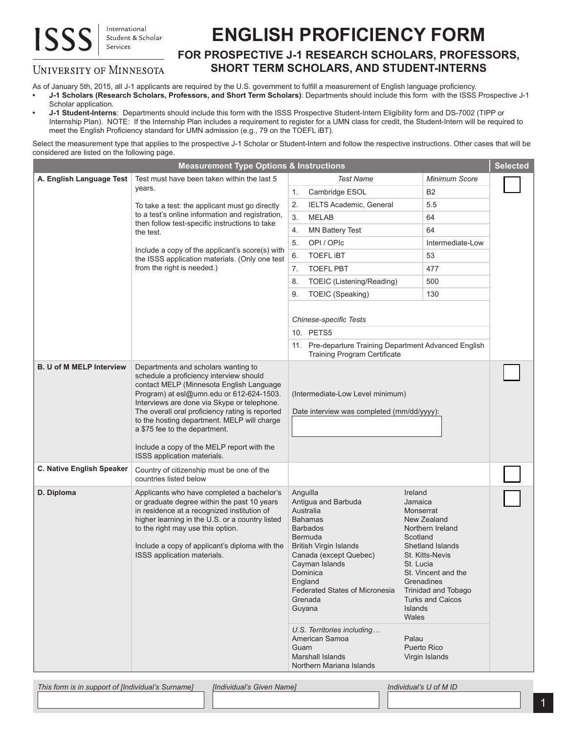ISSS International Student & Scholar Services

UNIVERSITY OF MINNESOTA

# ENGLISH PROFICIENCY FORM

## FOR PROSPECTIVE J-1 RESEARCH SCHOLARS, PROFESSORS, SHORT TERM SCHOLARS, AND STUDENT-INTERNS

As of January 5th, 2015, all J-1 applicants are required by the U.S. government to fulfill a measurement of English language proficiency.

- **J-1 Scholars (Research Scholars, Professors, and Short Term Scholars)**: Departments should include this form with the ISSS Prospective J-1 Scholar application.
- **J-1 Student-Interns**: Departments should include this form with the ISSS Prospective Student-Intern Eligibility form and DS-7002 (TIPP or Internship Plan). NOTE: If the Internship Plan includes a requirement to register for a UMN class for credit, the Student-Intern will be required to meet the English Proficiency standard for UMN admission (e.g., 79 on the TOEFL iBT).

Select the measurement type that applies to the prospective J-1 Scholar or Student-Intern and follow the respective instructions. Other cases that will be considered are listed on the following page.

| Measurement Type Options & Instructions | | | | Selected |
|---|---|---|---|---|
| **A. English Language Test** | Test must have been taken within the last 5 years.<br><br>To take a test: the applicant must go directly to a test's online information and registration, then follow test-specific instructions to take the test.<br><br>Include a copy of the applicant's score(s) with the ISSS application materials. (Only one test from the right is needed.) | *Test Name* | *Minimum Score* | ☐ |
| | | 1. Cambridge ESOL | B2 | |
| | | 2. IELTS Academic, General | 5.5 | |
| | | 3. MELAB | 64 | |
| | | 4. MN Battery Test | 64 | |
| | | 5. OPI / OPIc | Intermediate-Low | |
| | | 6. TOEFL iBT | 53 | |
| | | 7. TOEFL PBT | 477 | |
| | | 8. TOEIC (Listening/Reading) | 500 | |
| | | 9. TOEIC (Speaking) | 130 | |
| | | *Chinese-specific Tests* | | |
| | | 10. PETS5 | | |
| | | 11. Pre-departure Training Department Advanced English Training Program Certificate | | |
| **B. U of M MELP Interview** | Departments and scholars wanting to schedule a proficiency interview should contact MELP (Minnesota English Language Program) at esl@umn.edu or 612-624-1503. Interviews are done via Skype or telephone. The overall oral proficiency rating is reported to the hosting department. MELP will charge a $75 fee to the department.<br><br>Include a copy of the MELP report with the ISSS application materials. | (Intermediate-Low Level minimum)<br><br>Date interview was completed (mm/dd/yyyy): ______ | | ☐ |
| **C. Native English Speaker** | Country of citizenship must be one of the countries listed below | | | ☐ |
| **D. Diploma** | Applicants who have completed a bachelor's or graduate degree within the past 10 years in residence at a recognized institution of higher learning in the U.S. or a country listed to the right may use this option.<br><br>Include a copy of applicant's diploma with the ISSS application materials. | Anguilla<br>Antigua and Barbuda<br>Australia<br>Bahamas<br>Barbados<br>Bermuda<br>British Virgin Islands<br>Canada (except Quebec)<br>Cayman Islands<br>Dominica<br>England<br>Federated States of Micronesia<br>Grenada<br>Guyana | Ireland<br>Jamaica<br>Monserrat<br>New Zealand<br>Northern Ireland<br>Scotland<br>Shetland Islands<br>St. Kitts-Nevis<br>St. Lucia<br>St. Vincent and the Grenadines<br>Trinidad and Tobago<br>Turks and Caicos Islands<br>Wales | ☐ |
| | | *U.S. Territories including…*<br>American Samoa<br>Guam<br>Marshall Islands<br>Northern Mariana Islands | Palau<br>Puerto Rico<br>Virgin Islands | |

*This form is in support of [Individual's Surname]* ______ *[Individual's Given Name]* ______ *Individual's U of M ID* ______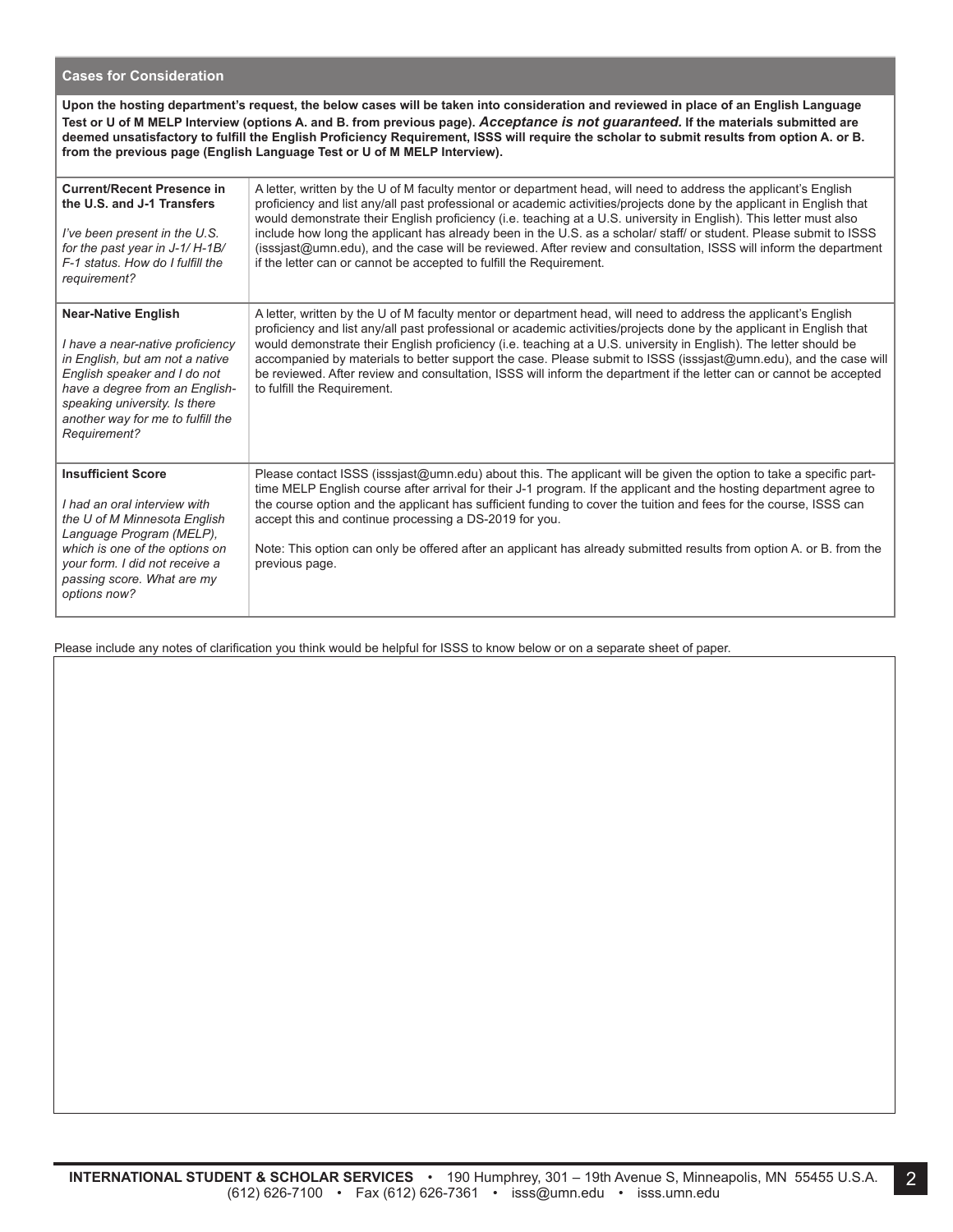## Cases for Consideration

**Upon the hosting department's request, the below cases will be taken into consideration and reviewed in place of an English Language Test or U of M MELP Interview (options A. and B. from previous page).** ***Acceptance is not guaranteed.*** **If the materials submitted are deemed unsatisfactory to fulfill the English Proficiency Requirement, ISSS will require the scholar to submit results from option A. or B. from the previous page (English Language Test or U of M MELP Interview).**

| | |
|---|---|
| **Current/Recent Presence in the U.S. and J-1 Transfers**<br><br>*I've been present in the U.S. for the past year in J-1/ H-1B/ F-1 status. How do I fulfill the requirement?* | A letter, written by the U of M faculty mentor or department head, will need to address the applicant's English proficiency and list any/all past professional or academic activities/projects done by the applicant in English that would demonstrate their English proficiency (i.e. teaching at a U.S. university in English). This letter must also include how long the applicant has already been in the U.S. as a scholar/ staff/ or student. Please submit to ISSS (isssjast@umn.edu), and the case will be reviewed. After review and consultation, ISSS will inform the department if the letter can or cannot be accepted to fulfill the Requirement. |
| **Near-Native English**<br><br>*I have a near-native proficiency in English, but am not a native English speaker and I do not have a degree from an English-speaking university. Is there another way for me to fulfill the Requirement?* | A letter, written by the U of M faculty mentor or department head, will need to address the applicant's English proficiency and list any/all past professional or academic activities/projects done by the applicant in English that would demonstrate their English proficiency (i.e. teaching at a U.S. university in English). The letter should be accompanied by materials to better support the case. Please submit to ISSS (isssjast@umn.edu), and the case will be reviewed. After review and consultation, ISSS will inform the department if the letter can or cannot be accepted to fulfill the Requirement. |
| **Insufficient Score**<br><br>*I had an oral interview with the U of M Minnesota English Language Program (MELP), which is one of the options on your form. I did not receive a passing score. What are my options now?* | Please contact ISSS (isssjast@umn.edu) about this. The applicant will be given the option to take a specific part-time MELP English course after arrival for their J-1 program. If the applicant and the hosting department agree to the course option and the applicant has sufficient funding to cover the tuition and fees for the course, ISSS can accept this and continue processing a DS-2019 for you.<br><br>Note: This option can only be offered after an applicant has already submitted results from option A. or B. from the previous page. |

Please include any notes of clarification you think would be helpful for ISSS to know below or on a separate sheet of paper.

**INTERNATIONAL STUDENT & SCHOLAR SERVICES** • 190 Humphrey, 301 – 19th Avenue S, Minneapolis, MN 55455 U.S.A.
(612) 626-7100 • Fax (612) 626-7361 • isss@umn.edu • isss.umn.edu